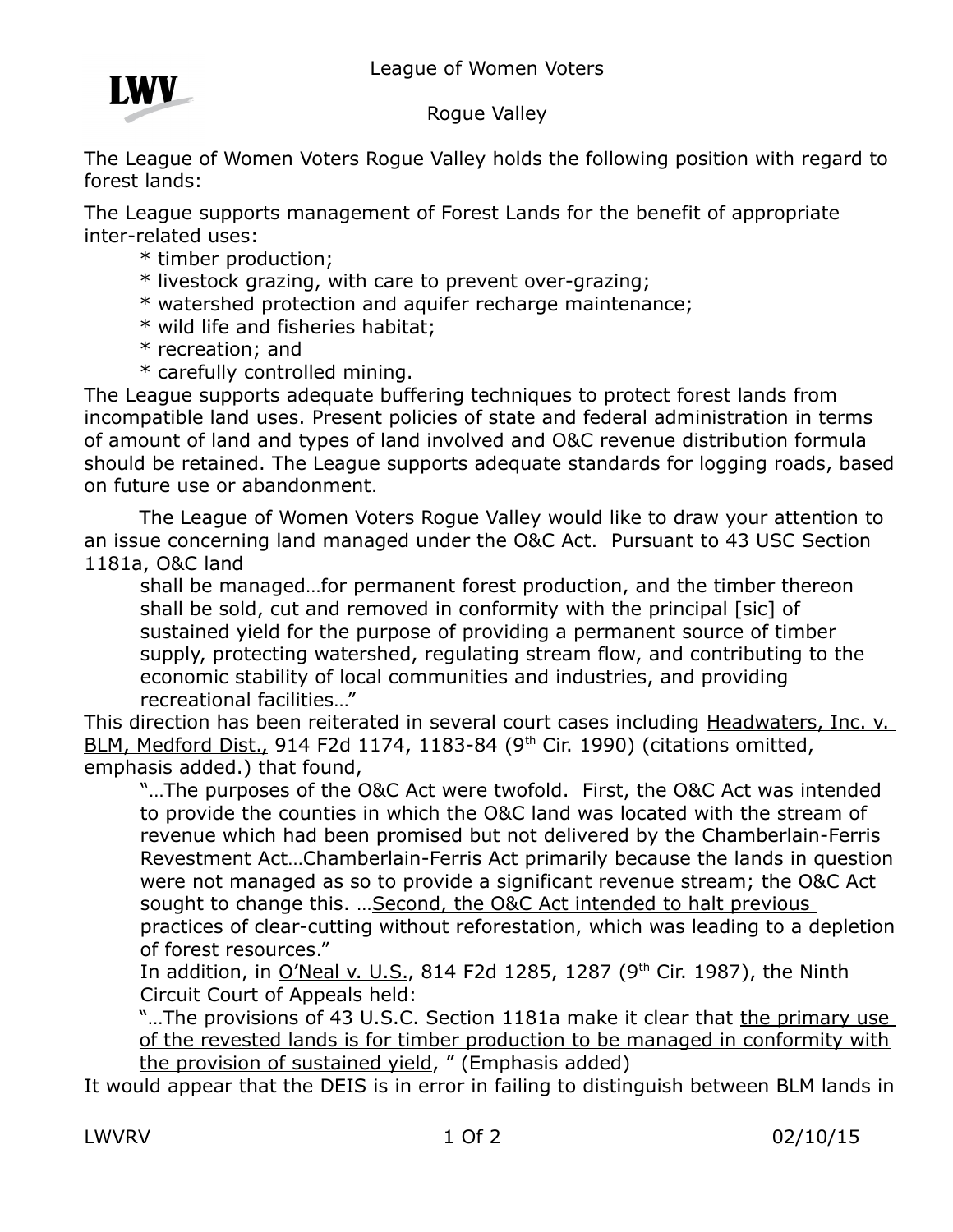League of Women Voters

Rogue Valley

The League of Women Voters Rogue Valley holds the following position with regard to forest lands:

The League supports management of Forest Lands for the benefit of appropriate inter-related uses:

* timber production;
* livestock grazing, with care to prevent over-grazing;
* watershed protection and aquifer recharge maintenance;
* wild life and fisheries habitat;
* recreation; and
* carefully controlled mining.

The League supports adequate buffering techniques to protect forest lands from incompatible land uses. Present policies of state and federal administration in terms of amount of land and types of land involved and O&C revenue distribution formula should be retained. The League supports adequate standards for logging roads, based on future use or abandonment.

The League of Women Voters Rogue Valley would like to draw your attention to an issue concerning land managed under the O&C Act. Pursuant to 43 USC Section 1181a, O&C land

> shall be managed…for permanent forest production, and the timber thereon shall be sold, cut and removed in conformity with the principal [sic] of sustained yield for the purpose of providing a permanent source of timber supply, protecting watershed, regulating stream flow, and contributing to the economic stability of local communities and industries, and providing recreational facilities…"

This direction has been reiterated in several court cases including <u>Headwaters, Inc. v. BLM, Medford Dist.,</u> 914 F2d 1174, 1183-84 (9th Cir. 1990) (citations omitted, emphasis added.) that found,

> "…The purposes of the O&C Act were twofold. First, the O&C Act was intended to provide the counties in which the O&C land was located with the stream of revenue which had been promised but not delivered by the Chamberlain-Ferris Revestment Act…Chamberlain-Ferris Act primarily because the lands in question were not managed as so to provide a significant revenue stream; the O&C Act sought to change this. …<u>Second, the O&C Act intended to halt previous practices of clear-cutting without reforestation, which was leading to a depletion of forest resources</u>."
>
> In addition, in <u>O'Neal v. U.S.</u>, 814 F2d 1285, 1287 (9th Cir. 1987), the Ninth Circuit Court of Appeals held:
>
> "…The provisions of 43 U.S.C. Section 1181a make it clear that <u>the primary use of the revested lands is for timber production to be managed in conformity with the provision of sustained yield</u>, " (Emphasis added)

It would appear that the DEIS is in error in failing to distinguish between BLM lands in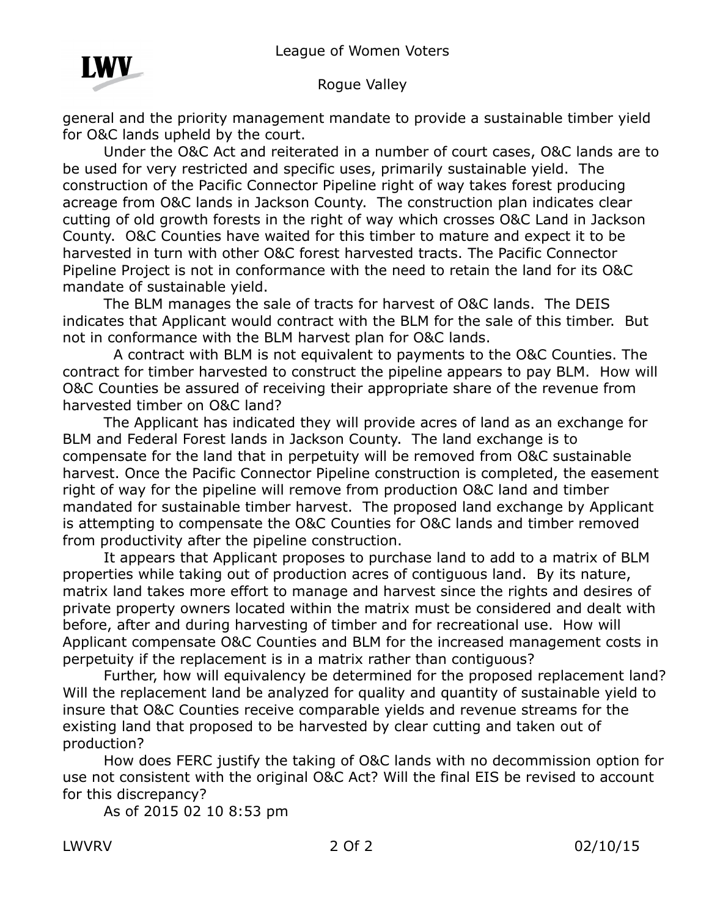general and the priority management mandate to provide a sustainable timber yield for O&C lands upheld by the court.

Under the O&C Act and reiterated in a number of court cases, O&C lands are to be used for very restricted and specific uses, primarily sustainable yield. The construction of the Pacific Connector Pipeline right of way takes forest producing acreage from O&C lands in Jackson County. The construction plan indicates clear cutting of old growth forests in the right of way which crosses O&C Land in Jackson County. O&C Counties have waited for this timber to mature and expect it to be harvested in turn with other O&C forest harvested tracts. The Pacific Connector Pipeline Project is not in conformance with the need to retain the land for its O&C mandate of sustainable yield.

The BLM manages the sale of tracts for harvest of O&C lands. The DEIS indicates that Applicant would contract with the BLM for the sale of this timber. But not in conformance with the BLM harvest plan for O&C lands.

A contract with BLM is not equivalent to payments to the O&C Counties. The contract for timber harvested to construct the pipeline appears to pay BLM. How will O&C Counties be assured of receiving their appropriate share of the revenue from harvested timber on O&C land?

The Applicant has indicated they will provide acres of land as an exchange for BLM and Federal Forest lands in Jackson County. The land exchange is to compensate for the land that in perpetuity will be removed from O&C sustainable harvest. Once the Pacific Connector Pipeline construction is completed, the easement right of way for the pipeline will remove from production O&C land and timber mandated for sustainable timber harvest. The proposed land exchange by Applicant is attempting to compensate the O&C Counties for O&C lands and timber removed from productivity after the pipeline construction.

It appears that Applicant proposes to purchase land to add to a matrix of BLM properties while taking out of production acres of contiguous land. By its nature, matrix land takes more effort to manage and harvest since the rights and desires of private property owners located within the matrix must be considered and dealt with before, after and during harvesting of timber and for recreational use. How will Applicant compensate O&C Counties and BLM for the increased management costs in perpetuity if the replacement is in a matrix rather than contiguous?

Further, how will equivalency be determined for the proposed replacement land? Will the replacement land be analyzed for quality and quantity of sustainable yield to insure that O&C Counties receive comparable yields and revenue streams for the existing land that proposed to be harvested by clear cutting and taken out of production?

How does FERC justify the taking of O&C lands with no decommission option for use not consistent with the original O&C Act? Will the final EIS be revised to account for this discrepancy?

As of 2015 02 10 8:53 pm